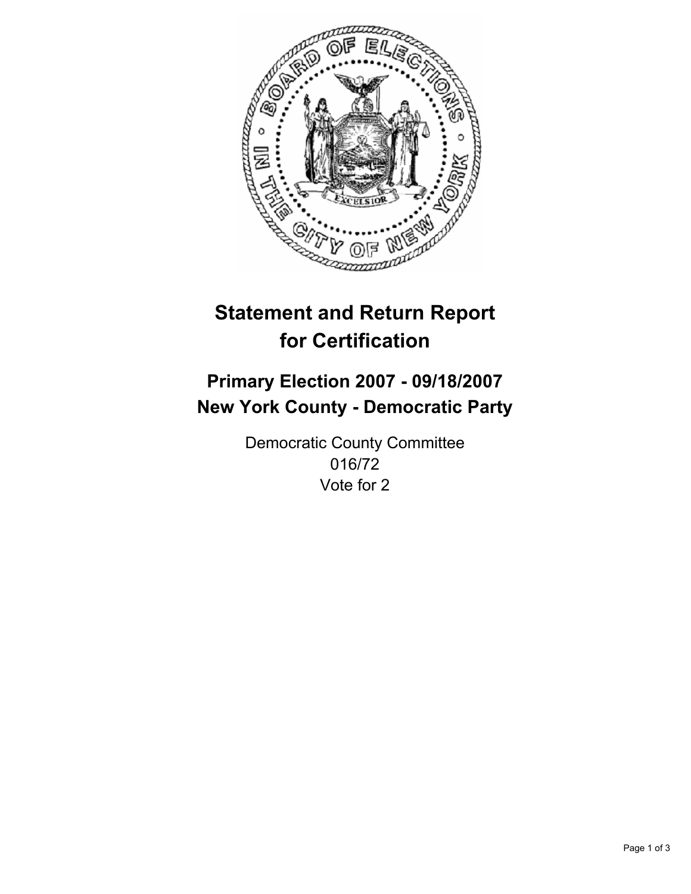# Statement and Return Report for Certification

## Primary Election 2007 - 09/18/2007
## New York County - Democratic Party

Democratic County Committee
016/72
Vote for 2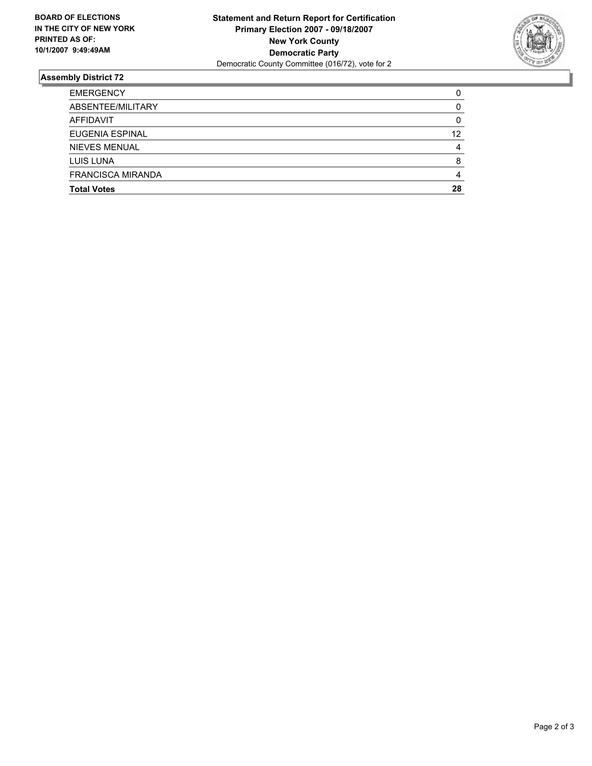**BOARD OF ELECTIONS**
**IN THE CITY OF NEW YORK**
**PRINTED AS OF:**
**10/1/2007 9:49:49AM**

**Statement and Return Report for Certification**
**Primary Election 2007 - 09/18/2007**
**New York County**
**Democratic Party**
Democratic County Committee (016/72), vote for 2

## Assembly District 72

| | |
|---|---|
| EMERGENCY | 0 |
| ABSENTEE/MILITARY | 0 |
| AFFIDAVIT | 0 |
| EUGENIA ESPINAL | 12 |
| NIEVES MENUAL | 4 |
| LUIS LUNA | 8 |
| FRANCISCA MIRANDA | 4 |
| **Total Votes** | **28** |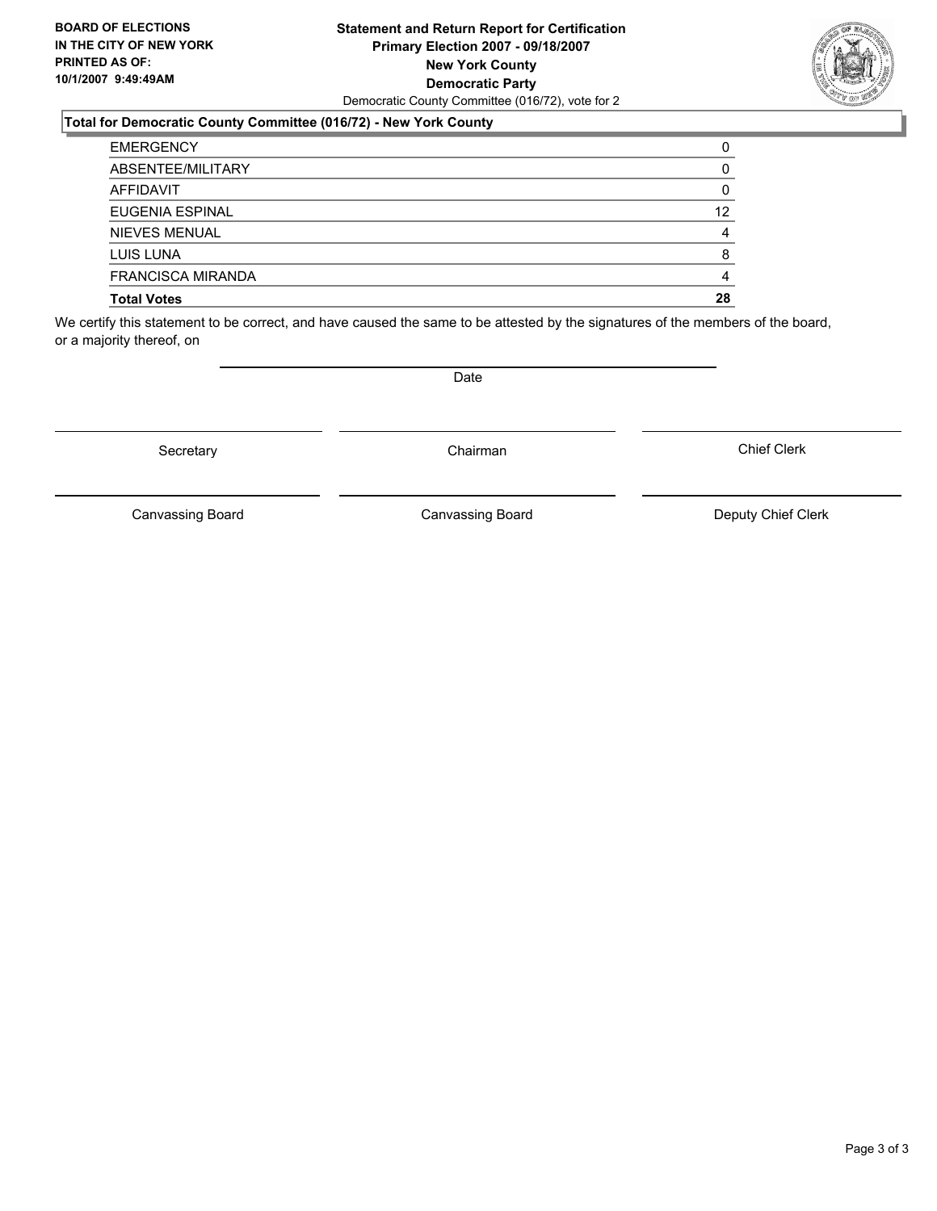**BOARD OF ELECTIONS IN THE CITY OF NEW YORK PRINTED AS OF: 10/1/2007 9:49:49AM**

**Statement and Return Report for Certification**
**Primary Election 2007 - 09/18/2007**
**New York County**
**Democratic Party**
Democratic County Committee (016/72), vote for 2

### Total for Democratic County Committee (016/72) - New York County

| | |
|---|---|
| EMERGENCY | 0 |
| ABSENTEE/MILITARY | 0 |
| AFFIDAVIT | 0 |
| EUGENIA ESPINAL | 12 |
| NIEVES MENUAL | 4 |
| LUIS LUNA | 8 |
| FRANCISCA MIRANDA | 4 |
| **Total Votes** | **28** |

We certify this statement to be correct, and have caused the same to be attested by the signatures of the members of the board, or a majority thereof, on

Date

Secretary

Chairman

Chief Clerk

Canvassing Board

Canvassing Board

Deputy Chief Clerk